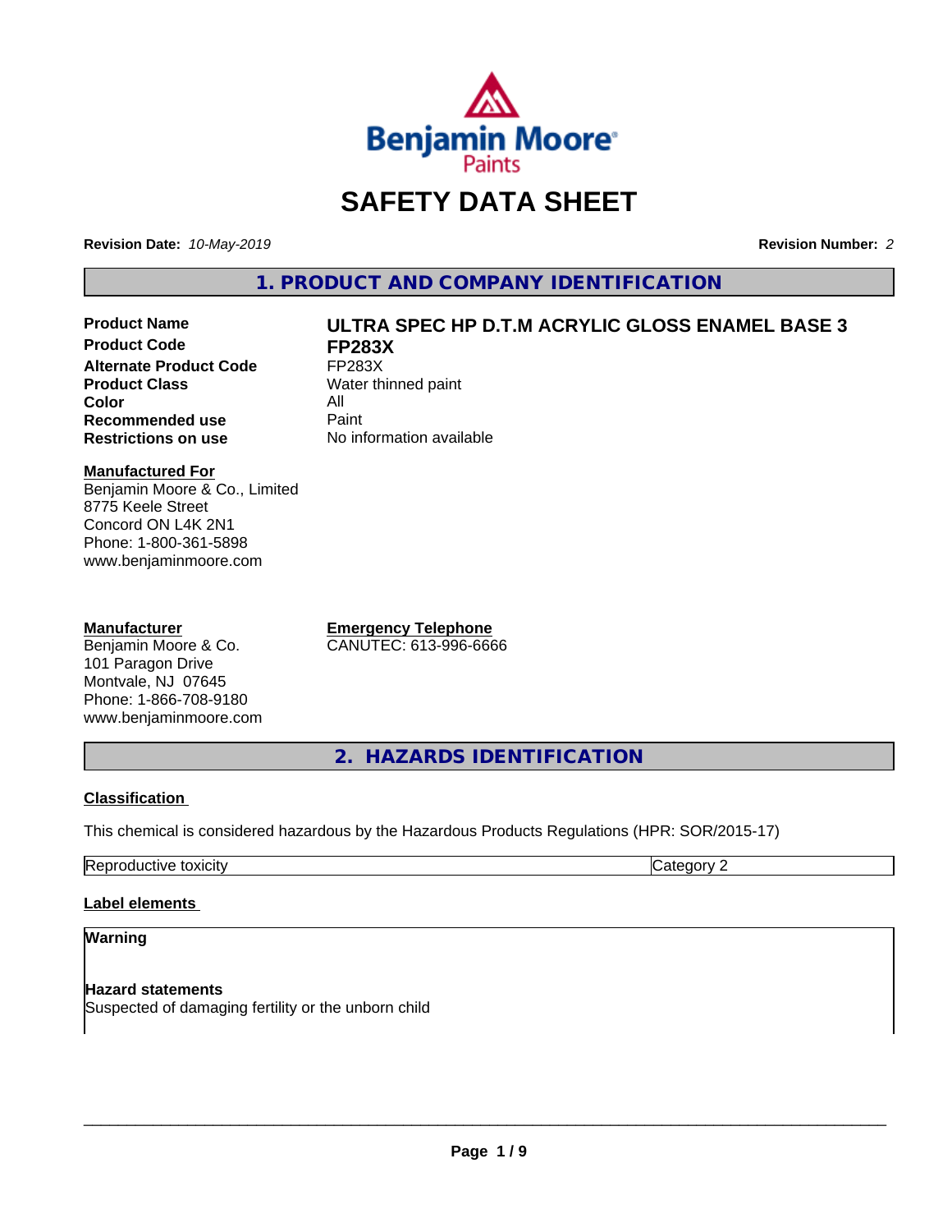# SAFETY DATA SHEET

**Revision Date:** *10-May-2019* **Revision Number:** *2*

## 1. PRODUCT AND COMPANY IDENTIFICATION

| | |
|---|---|
| **Product Name** | **ULTRA SPEC HP D.T.M ACRYLIC GLOSS ENAMEL BASE 3** |
| **Product Code** | **FP283X** |
| **Alternate Product Code** | FP283X |
| **Product Class** | Water thinned paint |
| **Color** | All |
| **Recommended use** | Paint |
| **Restrictions on use** | No information available |

**Manufactured For**
Benjamin Moore & Co., Limited
8775 Keele Street
Concord ON L4K 2N1
Phone: 1-800-361-5898
www.benjaminmoore.com

**Manufacturer**
Benjamin Moore & Co.
101 Paragon Drive
Montvale, NJ 07645
Phone: 1-866-708-9180
www.benjaminmoore.com

**Emergency Telephone**
CANUTEC: 613-996-6666

## 2. HAZARDS IDENTIFICATION

**Classification**

This chemical is considered hazardous by the Hazardous Products Regulations (HPR: SOR/2015-17)

| | |
|---|---|
| Reproductive toxicity | Category 2 |

**Label elements**

**Warning**

**Hazard statements**
Suspected of damaging fertility or the unborn child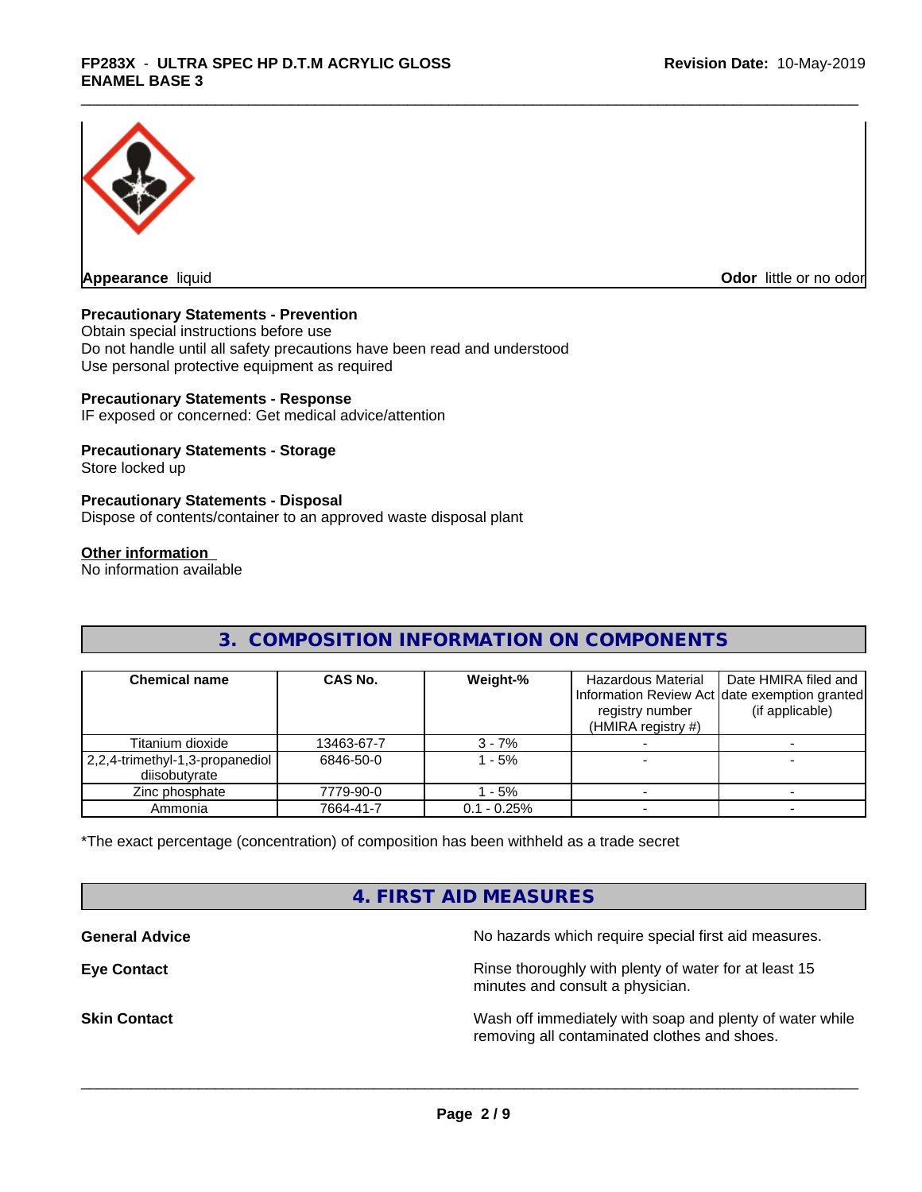**Appearance** liquid

**Odor** little or no odor

**Precautionary Statements - Prevention**
Obtain special instructions before use
Do not handle until all safety precautions have been read and understood
Use personal protective equipment as required

**Precautionary Statements - Response**
IF exposed or concerned: Get medical advice/attention

**Precautionary Statements - Storage**
Store locked up

**Precautionary Statements - Disposal**
Dispose of contents/container to an approved waste disposal plant

**Other information**
No information available

## 3. COMPOSITION INFORMATION ON COMPONENTS

| Chemical name | CAS No. | Weight-% | Hazardous Material Information Review Act registry number (HMIRA registry #) | Date HMIRA filed and date exemption granted (if applicable) |
|---|---|---|---|---|
| Titanium dioxide | 13463-67-7 | 3 - 7% | - | - |
| 2,2,4-trimethyl-1,3-propanediol diisobutyrate | 6846-50-0 | 1 - 5% | - | - |
| Zinc phosphate | 7779-90-0 | 1 - 5% | - | - |
| Ammonia | 7664-41-7 | 0.1 - 0.25% | - | - |

*The exact percentage (concentration) of composition has been withheld as a trade secret

## 4. FIRST AID MEASURES

**General Advice** No hazards which require special first aid measures.

**Eye Contact** Rinse thoroughly with plenty of water for at least 15 minutes and consult a physician.

**Skin Contact** Wash off immediately with soap and plenty of water while removing all contaminated clothes and shoes.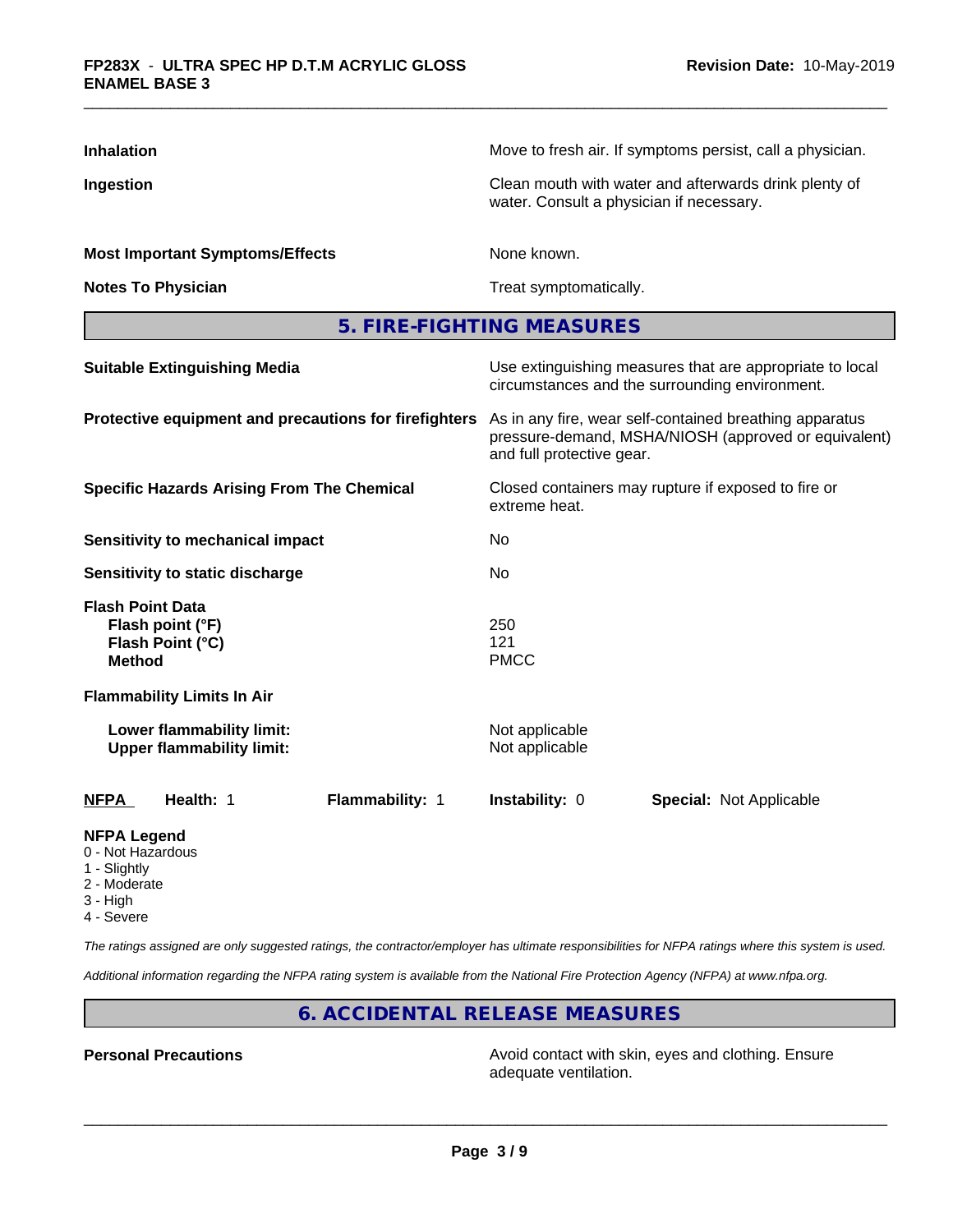**Inhalation** Move to fresh air. If symptoms persist, call a physician.

**Ingestion** Clean mouth with water and afterwards drink plenty of water. Consult a physician if necessary.

**Most Important Symptoms/Effects** None known.

**Notes To Physician** Treat symptomatically.

## 5. FIRE-FIGHTING MEASURES

**Suitable Extinguishing Media** Use extinguishing measures that are appropriate to local circumstances and the surrounding environment.

**Protective equipment and precautions for firefighters** As in any fire, wear self-contained breathing apparatus pressure-demand, MSHA/NIOSH (approved or equivalent) and full protective gear.

**Specific Hazards Arising From The Chemical** Closed containers may rupture if exposed to fire or extreme heat.

**Sensitivity to mechanical impact** No

**Sensitivity to static discharge** No

**Flash Point Data**
- **Flash point (°F)** 250
- **Flash Point (°C)** 121
- **Method** PMCC

**Flammability Limits In Air**

- **Lower flammability limit:** Not applicable
- **Upper flammability limit:** Not applicable

| NFPA | Health: 1 | Flammability: 1 | Instability: 0 | Special: Not Applicable |
|---|---|---|---|---|

**NFPA Legend**
- 0 - Not Hazardous
- 1 - Slightly
- 2 - Moderate
- 3 - High
- 4 - Severe

*The ratings assigned are only suggested ratings, the contractor/employer has ultimate responsibilities for NFPA ratings where this system is used.*

*Additional information regarding the NFPA rating system is available from the National Fire Protection Agency (NFPA) at www.nfpa.org.*

## 6. ACCIDENTAL RELEASE MEASURES

**Personal Precautions** Avoid contact with skin, eyes and clothing. Ensure adequate ventilation.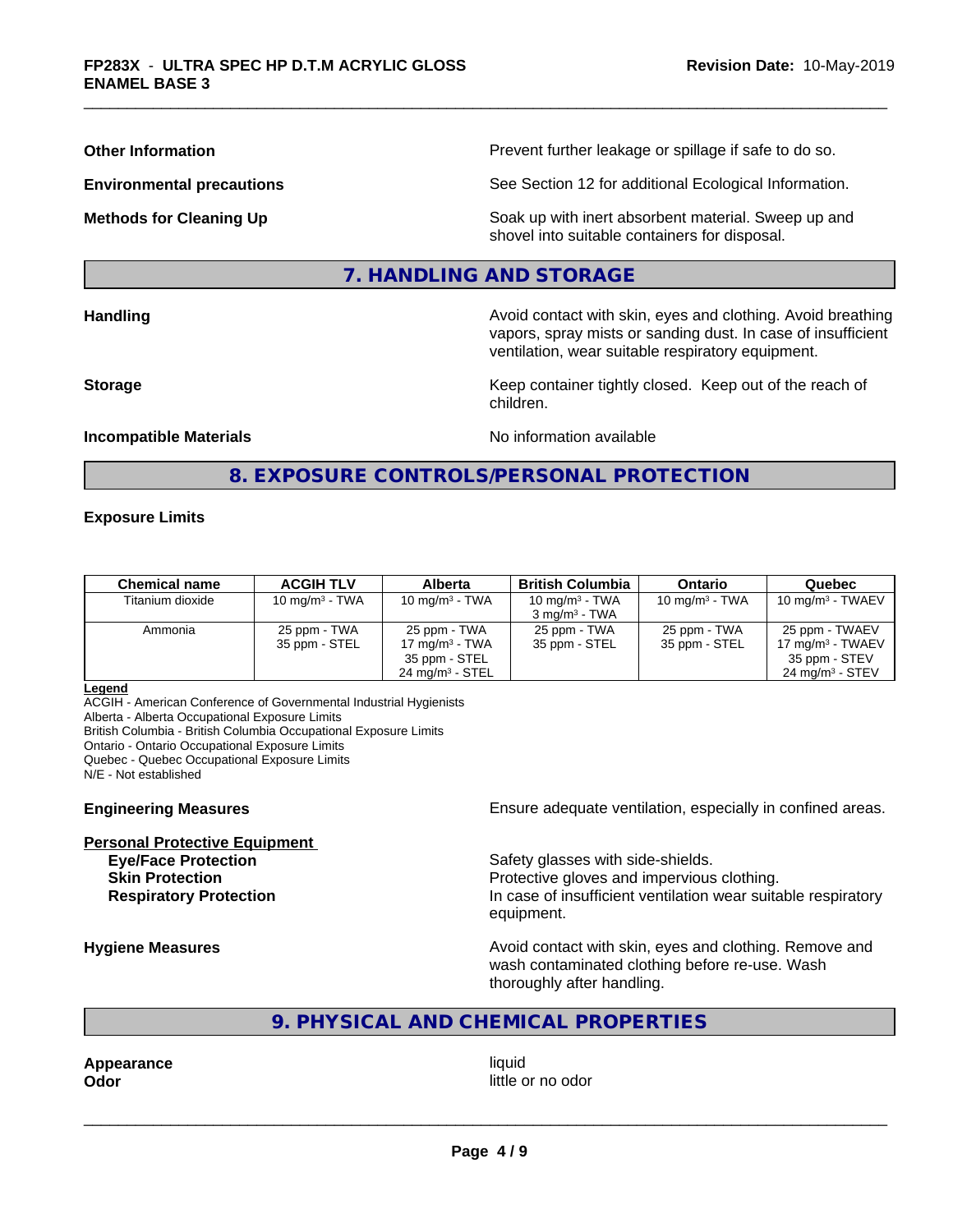**Other Information**: Prevent further leakage or spillage if safe to do so.

**Environmental precautions**: See Section 12 for additional Ecological Information.

**Methods for Cleaning Up**: Soak up with inert absorbent material. Sweep up and shovel into suitable containers for disposal.

## 7. HANDLING AND STORAGE

**Handling**: Avoid contact with skin, eyes and clothing. Avoid breathing vapors, spray mists or sanding dust. In case of insufficient ventilation, wear suitable respiratory equipment.

**Storage**: Keep container tightly closed. Keep out of the reach of children.

**Incompatible Materials**: No information available

## 8. EXPOSURE CONTROLS/PERSONAL PROTECTION

### Exposure Limits

| Chemical name | ACGIH TLV | Alberta | British Columbia | Ontario | Quebec |
|---|---|---|---|---|---|
| Titanium dioxide | 10 mg/m³ - TWA | 10 mg/m³ - TWA | 10 mg/m³ - TWA<br>3 mg/m³ - TWA | 10 mg/m³ - TWA | 10 mg/m³ - TWAEV |
| Ammonia | 25 ppm - TWA<br>35 ppm - STEL | 25 ppm - TWA<br>17 mg/m³ - TWA<br>35 ppm - STEL<br>24 mg/m³ - STEL | 25 ppm - TWA<br>35 ppm - STEL | 25 ppm - TWA<br>35 ppm - STEL | 25 ppm - TWAEV<br>17 mg/m³ - TWAEV<br>35 ppm - STEV<br>24 mg/m³ - STEV |

**Legend**
ACGIH - American Conference of Governmental Industrial Hygienists
Alberta - Alberta Occupational Exposure Limits
British Columbia - British Columbia Occupational Exposure Limits
Ontario - Ontario Occupational Exposure Limits
Quebec - Quebec Occupational Exposure Limits
N/E - Not established

**Engineering Measures**: Ensure adequate ventilation, especially in confined areas.

**Personal Protective Equipment**
- **Eye/Face Protection**: Safety glasses with side-shields.
- **Skin Protection**: Protective gloves and impervious clothing.
- **Respiratory Protection**: In case of insufficient ventilation wear suitable respiratory equipment.

**Hygiene Measures**: Avoid contact with skin, eyes and clothing. Remove and wash contaminated clothing before re-use. Wash thoroughly after handling.

## 9. PHYSICAL AND CHEMICAL PROPERTIES

**Appearance**: liquid
**Odor**: little or no odor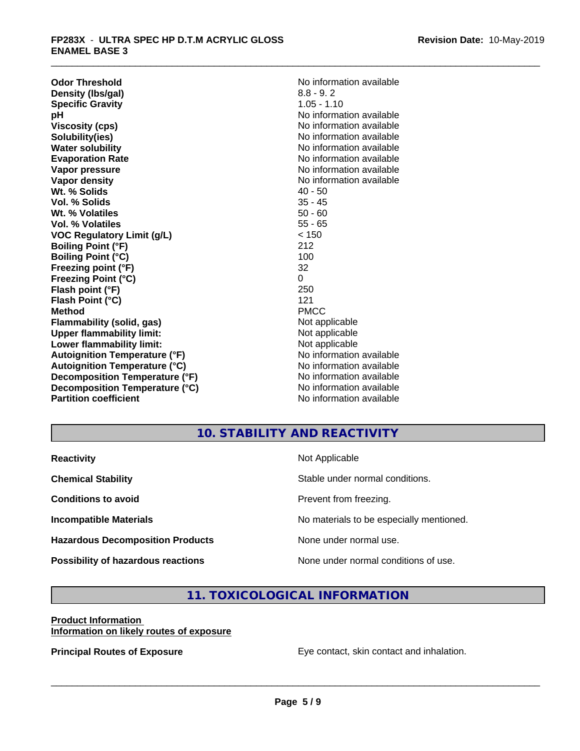| | |
|---|---|
| **Odor Threshold** | No information available |
| **Density (lbs/gal)** | 8.8 - 9. 2 |
| **Specific Gravity** | 1.05 - 1.10 |
| **pH** | No information available |
| **Viscosity (cps)** | No information available |
| **Solubility(ies)** | No information available |
| **Water solubility** | No information available |
| **Evaporation Rate** | No information available |
| **Vapor pressure** | No information available |
| **Vapor density** | No information available |
| **Wt. % Solids** | 40 - 50 |
| **Vol. % Solids** | 35 - 45 |
| **Wt. % Volatiles** | 50 - 60 |
| **Vol. % Volatiles** | 55 - 65 |
| **VOC Regulatory Limit (g/L)** | < 150 |
| **Boiling Point (°F)** | 212 |
| **Boiling Point (°C)** | 100 |
| **Freezing point (°F)** | 32 |
| **Freezing Point (°C)** | 0 |
| **Flash point (°F)** | 250 |
| **Flash Point (°C)** | 121 |
| **Method** | PMCC |
| **Flammability (solid, gas)** | Not applicable |
| **Upper flammability limit:** | Not applicable |
| **Lower flammability limit:** | Not applicable |
| **Autoignition Temperature (°F)** | No information available |
| **Autoignition Temperature (°C)** | No information available |
| **Decomposition Temperature (°F)** | No information available |
| **Decomposition Temperature (°C)** | No information available |
| **Partition coefficient** | No information available |

## 10. STABILITY AND REACTIVITY

| | |
|---|---|
| **Reactivity** | Not Applicable |
| **Chemical Stability** | Stable under normal conditions. |
| **Conditions to avoid** | Prevent from freezing. |
| **Incompatible Materials** | No materials to be especially mentioned. |
| **Hazardous Decomposition Products** | None under normal use. |
| **Possibility of hazardous reactions** | None under normal conditions of use. |

## 11. TOXICOLOGICAL INFORMATION

**Product Information**
**Information on likely routes of exposure**

**Principal Routes of Exposure** Eye contact, skin contact and inhalation.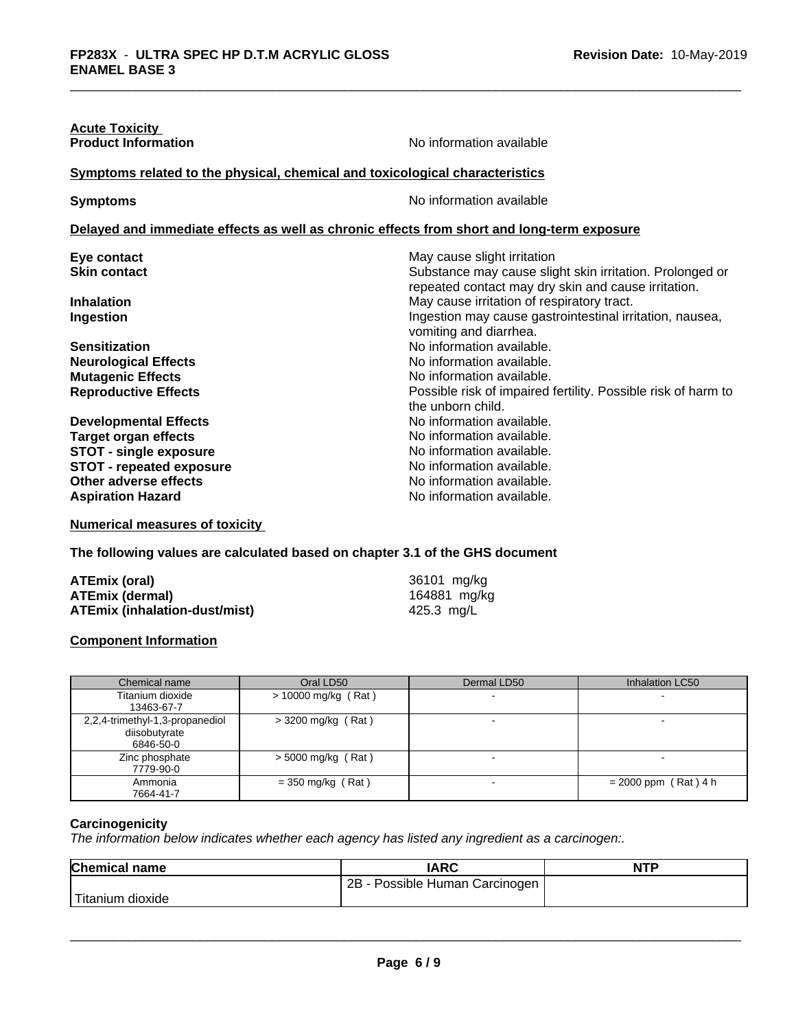**Acute Toxicity**

**Product Information** No information available

**Symptoms related to the physical, chemical and toxicological characteristics**

**Symptoms** No information available

**Delayed and immediate effects as well as chronic effects from short and long-term exposure**

| | |
|---|---|
| **Eye contact** | May cause slight irritation |
| **Skin contact** | Substance may cause slight skin irritation. Prolonged or repeated contact may dry skin and cause irritation. |
| **Inhalation** | May cause irritation of respiratory tract. |
| **Ingestion** | Ingestion may cause gastrointestinal irritation, nausea, vomiting and diarrhea. |
| **Sensitization** | No information available. |
| **Neurological Effects** | No information available. |
| **Mutagenic Effects** | No information available. |
| **Reproductive Effects** | Possible risk of impaired fertility. Possible risk of harm to the unborn child. |
| **Developmental Effects** | No information available. |
| **Target organ effects** | No information available. |
| **STOT - single exposure** | No information available. |
| **STOT - repeated exposure** | No information available. |
| **Other adverse effects** | No information available. |
| **Aspiration Hazard** | No information available. |

**Numerical measures of toxicity**

**The following values are calculated based on chapter 3.1 of the GHS document**

| | |
|---|---|
| **ATEmix (oral)** | 36101 mg/kg |
| **ATEmix (dermal)** | 164881 mg/kg |
| **ATEmix (inhalation-dust/mist)** | 425.3 mg/L |

**Component Information**

| Chemical name | Oral LD50 | Dermal LD50 | Inhalation LC50 |
|---|---|---|---|
| Titanium dioxide 13463-67-7 | > 10000 mg/kg ( Rat ) | - | - |
| 2,2,4-trimethyl-1,3-propanediol diisobutyrate 6846-50-0 | > 3200 mg/kg ( Rat ) | - | - |
| Zinc phosphate 7779-90-0 | > 5000 mg/kg ( Rat ) | - | - |
| Ammonia 7664-41-7 | = 350 mg/kg ( Rat ) | - | = 2000 ppm ( Rat ) 4 h |

**Carcinogenicity**

*The information below indicates whether each agency has listed any ingredient as a carcinogen:.*

| Chemical name | IARC | NTP |
|---|---|---|
| Titanium dioxide | 2B - Possible Human Carcinogen | |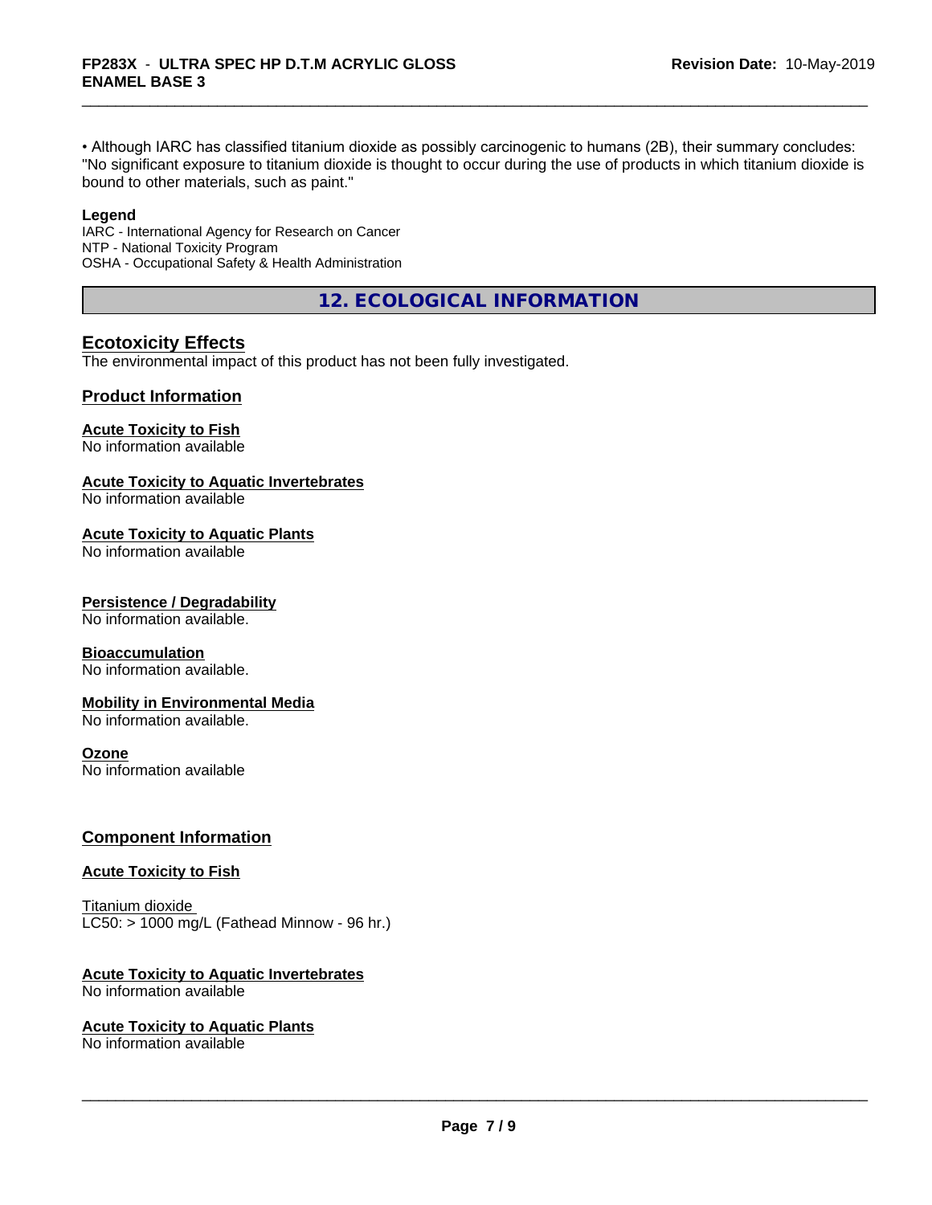• Although IARC has classified titanium dioxide as possibly carcinogenic to humans (2B), their summary concludes: "No significant exposure to titanium dioxide is thought to occur during the use of products in which titanium dioxide is bound to other materials, such as paint."

**Legend**
IARC - International Agency for Research on Cancer
NTP - National Toxicity Program
OSHA - Occupational Safety & Health Administration

## 12. ECOLOGICAL INFORMATION

### Ecotoxicity Effects
The environmental impact of this product has not been fully investigated.

### Product Information

**Acute Toxicity to Fish**
No information available

**Acute Toxicity to Aquatic Invertebrates**
No information available

**Acute Toxicity to Aquatic Plants**
No information available

**Persistence / Degradability**
No information available.

**Bioaccumulation**
No information available.

**Mobility in Environmental Media**
No information available.

**Ozone**
No information available

### Component Information

**Acute Toxicity to Fish**

Titanium dioxide
LC50: > 1000 mg/L (Fathead Minnow - 96 hr.)

**Acute Toxicity to Aquatic Invertebrates**
No information available

**Acute Toxicity to Aquatic Plants**
No information available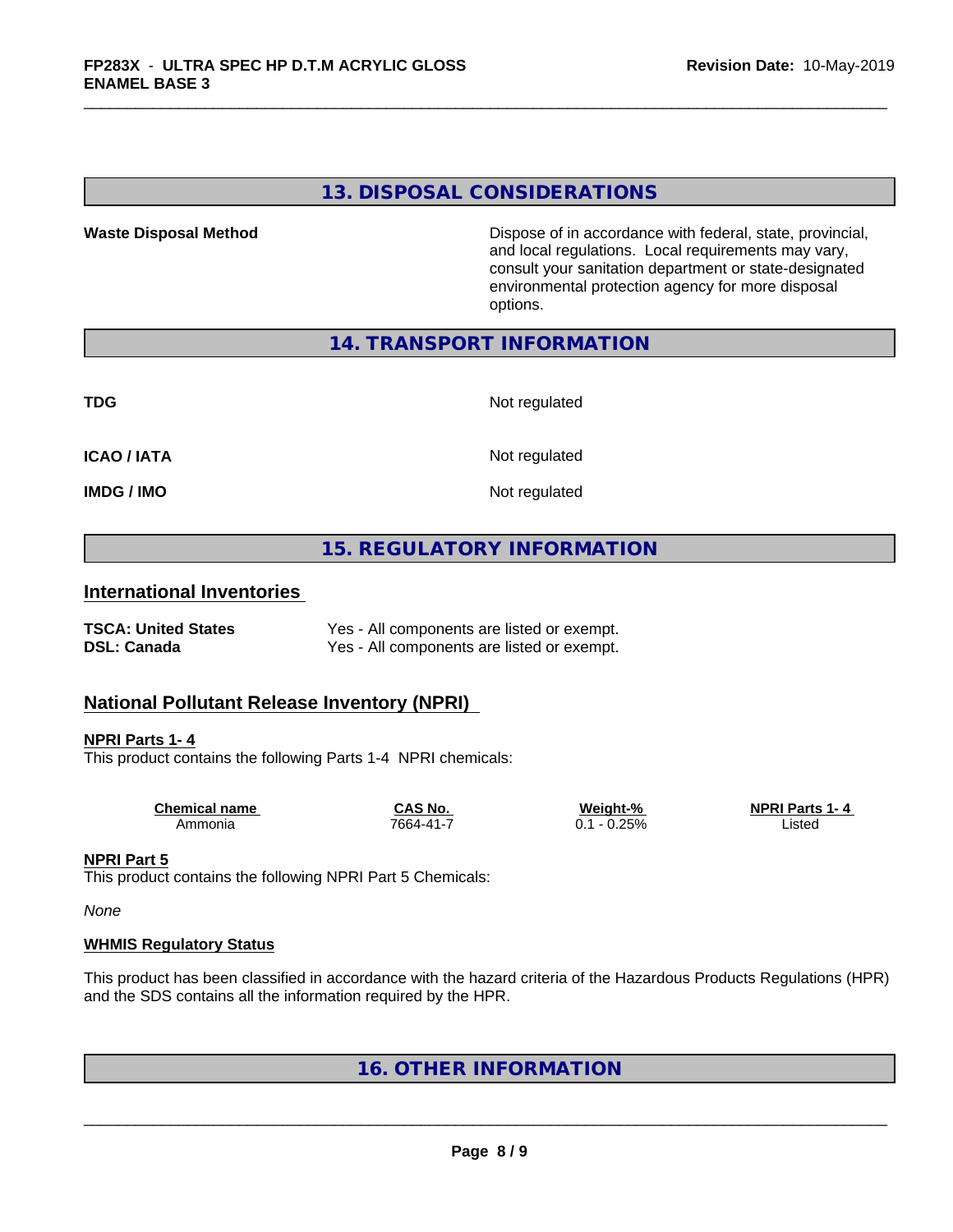## 13. DISPOSAL CONSIDERATIONS

**Waste Disposal Method**

Dispose of in accordance with federal, state, provincial, and local regulations. Local requirements may vary, consult your sanitation department or state-designated environmental protection agency for more disposal options.

## 14. TRANSPORT INFORMATION

| | |
|---|---|
| **TDG** | Not regulated |
| **ICAO / IATA** | Not regulated |
| **IMDG / IMO** | Not regulated |

## 15. REGULATORY INFORMATION

### International Inventories

| | |
|---|---|
| **TSCA: United States** | Yes - All components are listed or exempt. |
| **DSL: Canada** | Yes - All components are listed or exempt. |

### National Pollutant Release Inventory (NPRI)

**NPRI Parts 1- 4**

This product contains the following Parts 1-4 NPRI chemicals:

| Chemical name | CAS No. | Weight-% | NPRI Parts 1- 4 |
|---|---|---|---|
| Ammonia | 7664-41-7 | 0.1 - 0.25% | Listed |

**NPRI Part 5**

This product contains the following NPRI Part 5 Chemicals:

*None*

**WHMIS Regulatory Status**

This product has been classified in accordance with the hazard criteria of the Hazardous Products Regulations (HPR) and the SDS contains all the information required by the HPR.

## 16. OTHER INFORMATION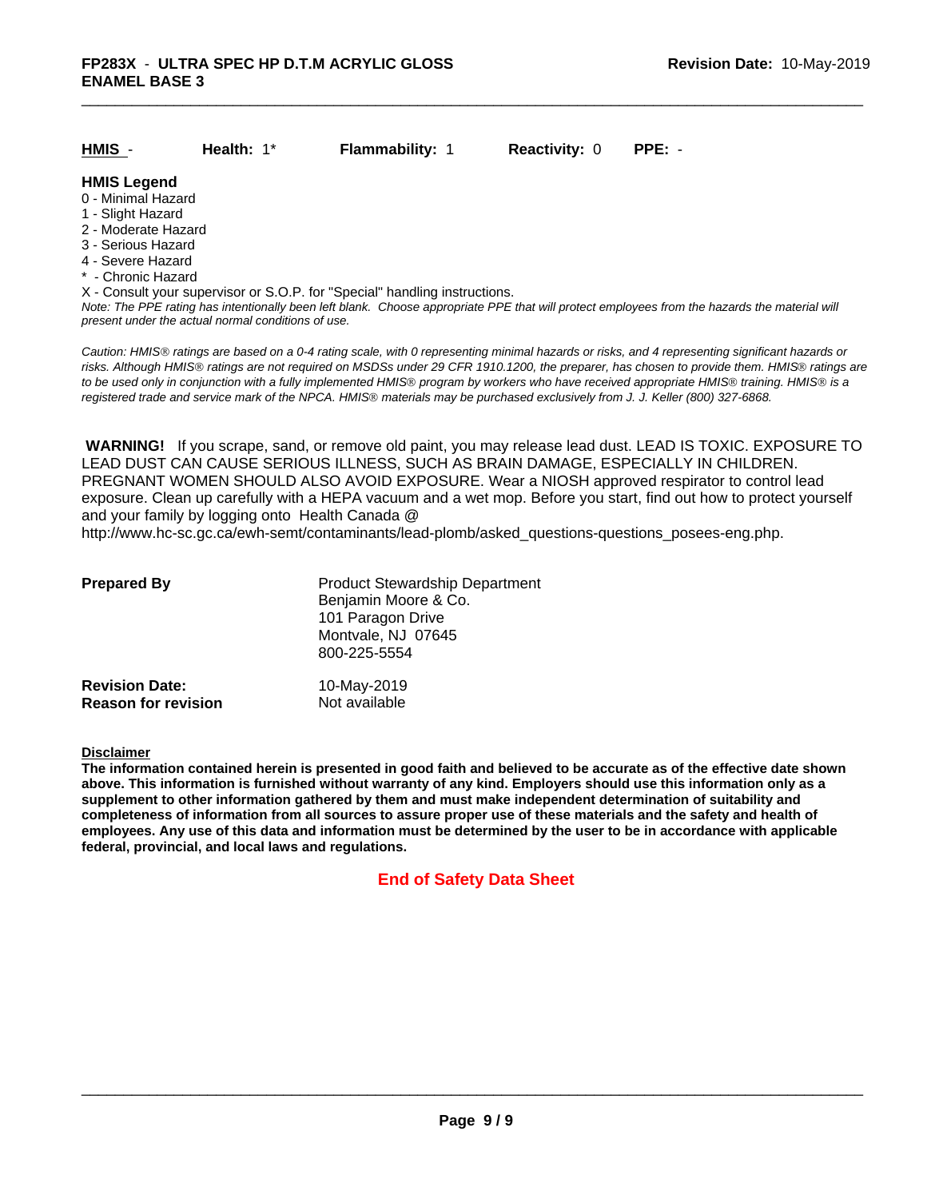| HMIS - | Health: 1* | Flammability: 1 | Reactivity: 0 | PPE: - |
| --- | --- | --- | --- | --- |

**HMIS Legend**
0 - Minimal Hazard
1 - Slight Hazard
2 - Moderate Hazard
3 - Serious Hazard
4 - Severe Hazard
* - Chronic Hazard
X - Consult your supervisor or S.O.P. for "Special" handling instructions.
*Note: The PPE rating has intentionally been left blank. Choose appropriate PPE that will protect employees from the hazards the material will present under the actual normal conditions of use.*

*Caution: HMIS® ratings are based on a 0-4 rating scale, with 0 representing minimal hazards or risks, and 4 representing significant hazards or risks. Although HMIS® ratings are not required on MSDSs under 29 CFR 1910.1200, the preparer, has chosen to provide them. HMIS® ratings are to be used only in conjunction with a fully implemented HMIS® program by workers who have received appropriate HMIS® training. HMIS® is a registered trade and service mark of the NPCA. HMIS® materials may be purchased exclusively from J. J. Keller (800) 327-6868.*

**WARNING!** If you scrape, sand, or remove old paint, you may release lead dust. LEAD IS TOXIC. EXPOSURE TO LEAD DUST CAN CAUSE SERIOUS ILLNESS, SUCH AS BRAIN DAMAGE, ESPECIALLY IN CHILDREN. PREGNANT WOMEN SHOULD ALSO AVOID EXPOSURE. Wear a NIOSH approved respirator to control lead exposure. Clean up carefully with a HEPA vacuum and a wet mop. Before you start, find out how to protect yourself and your family by logging onto Health Canada @ http://www.hc-sc.gc.ca/ewh-semt/contaminants/lead-plomb/asked_questions-questions_posees-eng.php.

| | |
| --- | --- |
| **Prepared By** | Product Stewardship Department<br>Benjamin Moore & Co.<br>101 Paragon Drive<br>Montvale, NJ 07645<br>800-225-5554 |
| **Revision Date:** | 10-May-2019 |
| **Reason for revision** | Not available |

**Disclaimer**
**The information contained herein is presented in good faith and believed to be accurate as of the effective date shown above. This information is furnished without warranty of any kind. Employers should use this information only as a supplement to other information gathered by them and must make independent determination of suitability and completeness of information from all sources to assure proper use of these materials and the safety and health of employees. Any use of this data and information must be determined by the user to be in accordance with applicable federal, provincial, and local laws and regulations.**

**End of Safety Data Sheet**